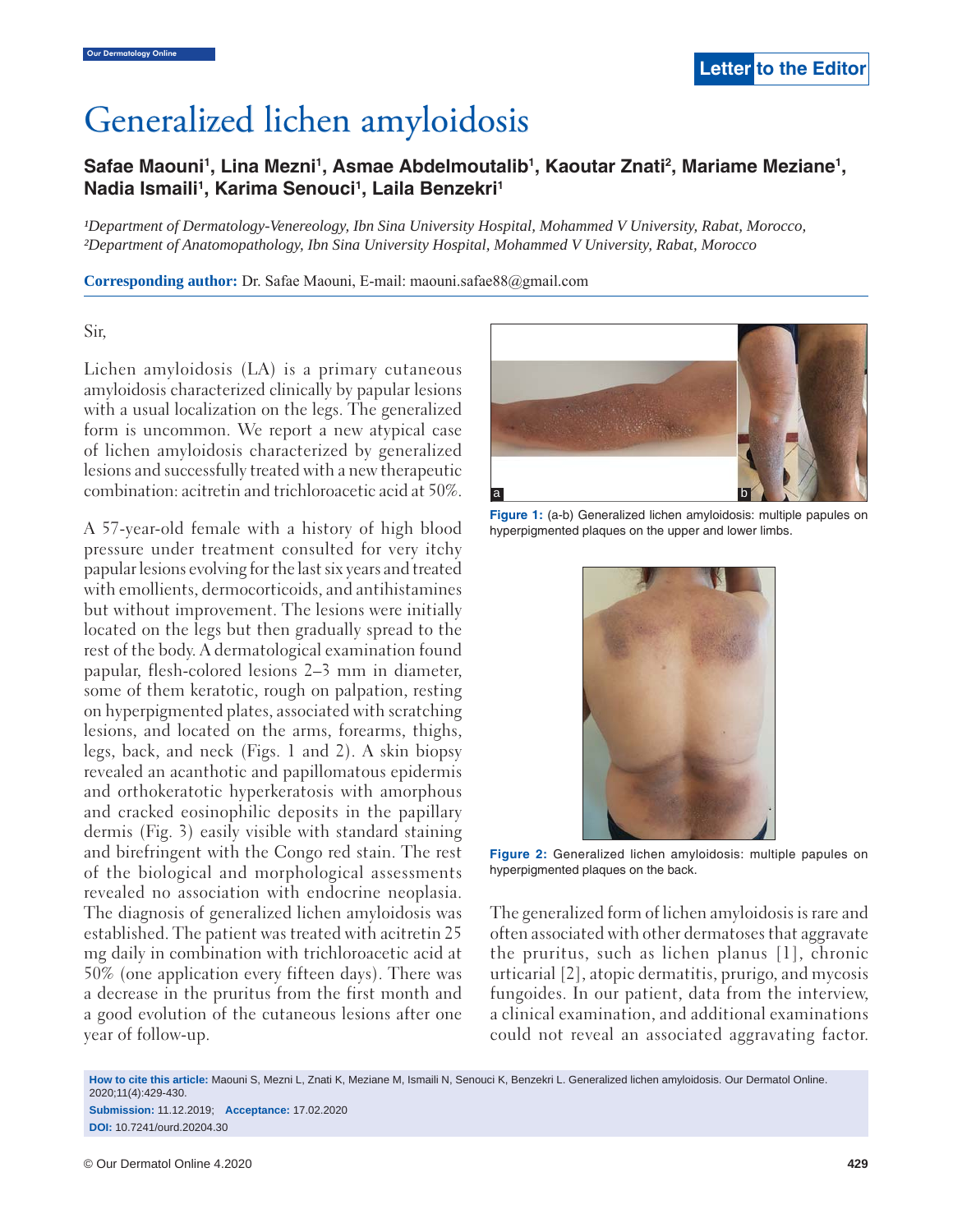# Generalized lichen amyloidosis

**Safae Maouni[1], Lina Mezni[1], Asmae Abdelmoutalib[1], Kaoutar Znati[2], Mariame Meziane[1], Nadia Ismaili[1], Karima Senouci[1], Laila Benzekri[1]**

*[1]Department of Dermatology-Venereology, Ibn Sina University Hospital, Mohammed V University, Rabat, Morocco, [2]Department of Anatomopathology, Ibn Sina University Hospital, Mohammed V University, Rabat, Morocco*

**Corresponding author:** Dr. Safae Maouni, E-mail: maouni.safae88@gmail.com

Sir,

Lichen amyloidosis (LA) is a primary cutaneous amyloidosis characterized clinically by papular lesions with a usual localization on the legs. The generalized form is uncommon. We report a new atypical case of lichen amyloidosis characterized by generalized lesions and successfully treated with a new therapeutic combination: acitretin and trichloroacetic acid at 50%.

A 57-year-old female with a history of high blood pressure under treatment consulted for very itchy papular lesions evolving for the last six years and treated with emollients, dermocorticoids, and antihistamines but without improvement. The lesions were initially located on the legs but then gradually spread to the rest of the body. A dermatological examination found papular, flesh-colored lesions 2–3 mm in diameter, some of them keratotic, rough on palpation, resting on hyperpigmented plates, associated with scratching lesions, and located on the arms, forearms, thighs, legs, back, and neck (Figs. 1 and 2). A skin biopsy revealed an acanthotic and papillomatous epidermis and orthokeratotic hyperkeratosis with amorphous and cracked eosinophilic deposits in the papillary dermis (Fig. 3) easily visible with standard staining and birefringent with the Congo red stain. The rest of the biological and morphological assessments revealed no association with endocrine neoplasia. The diagnosis of generalized lichen amyloidosis was established. The patient was treated with acitretin 25 mg daily in combination with trichloroacetic acid at 50% (one application every fifteen days). There was a decrease in the pruritus from the first month and a good evolution of the cutaneous lesions after one year of follow-up.

**Figure 1:** (a-b) Generalized lichen amyloidosis: multiple papules on hyperpigmented plaques on the upper and lower limbs.

**Figure 2:** Generalized lichen amyloidosis: multiple papules on hyperpigmented plaques on the back.

The generalized form of lichen amyloidosis is rare and often associated with other dermatoses that aggravate the pruritus, such as lichen planus [1], chronic urticarial [2], atopic dermatitis, prurigo, and mycosis fungoides. In our patient, data from the interview, a clinical examination, and additional examinations could not reveal an associated aggravating factor.

**How to cite this article:** Maouni S, Mezni L, Znati K, Meziane M, Ismaili N, Senouci K, Benzekri L. Generalized lichen amyloidosis. Our Dermatol Online. 2020;11(4):429-430.

**Submission:** 11.12.2019; **Acceptance:** 17.02.2020

**DOI:** 10.7241/ourd.20204.30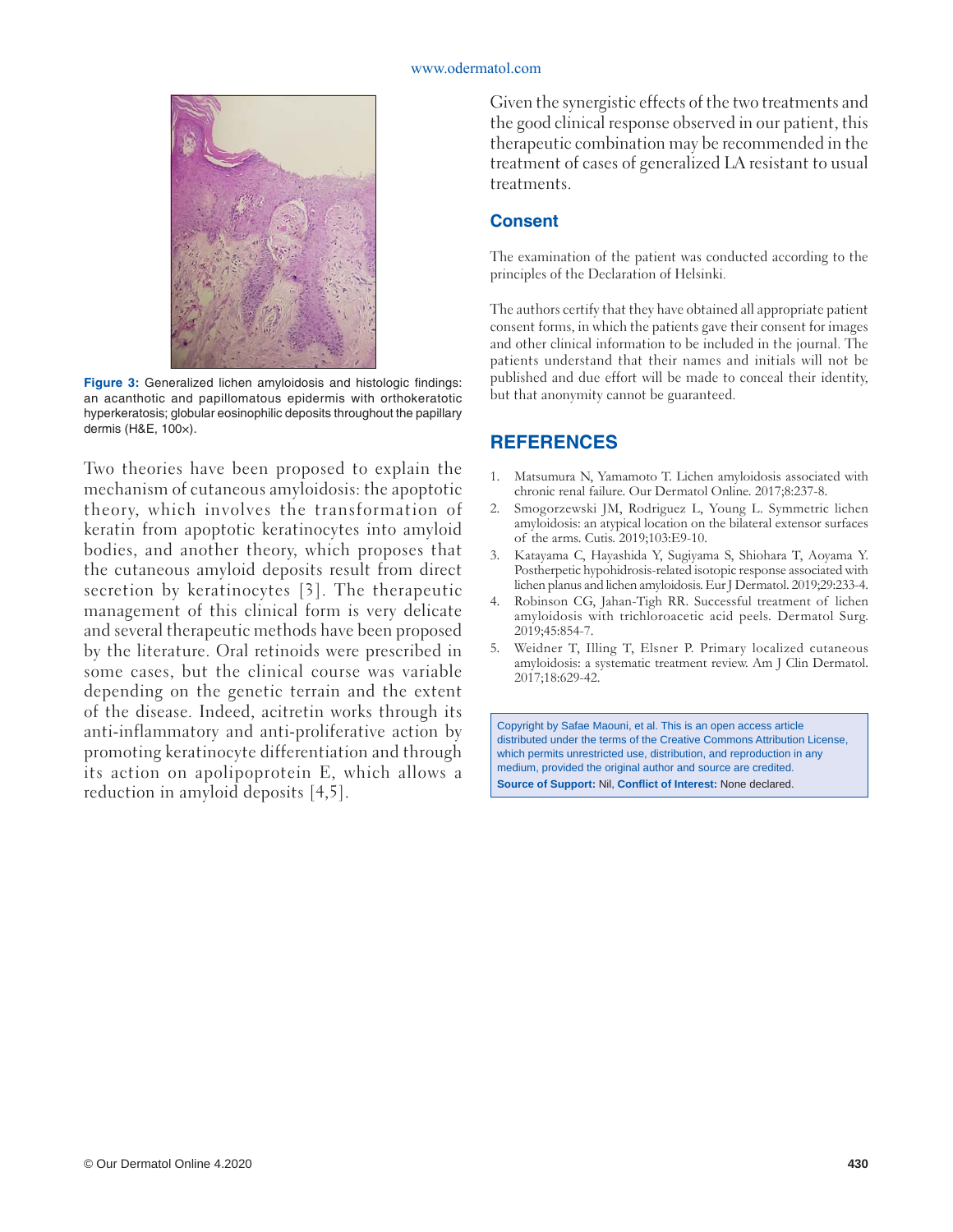Figure 3: Generalized lichen amyloidosis and histologic findings: an acanthotic and papillomatous epidermis with orthokeratotic hyperkeratosis; globular eosinophilic deposits throughout the papillary dermis (H&E, 100×).

Two theories have been proposed to explain the mechanism of cutaneous amyloidosis: the apoptotic theory, which involves the transformation of keratin from apoptotic keratinocytes into amyloid bodies, and another theory, which proposes that the cutaneous amyloid deposits result from direct secretion by keratinocytes [3]. The therapeutic management of this clinical form is very delicate and several therapeutic methods have been proposed by the literature. Oral retinoids were prescribed in some cases, but the clinical course was variable depending on the genetic terrain and the extent of the disease. Indeed, acitretin works through its anti-inflammatory and anti-proliferative action by promoting keratinocyte differentiation and through its action on apolipoprotein E, which allows a reduction in amyloid deposits [4,5].

Given the synergistic effects of the two treatments and the good clinical response observed in our patient, this therapeutic combination may be recommended in the treatment of cases of generalized LA resistant to usual treatments.

## Consent

The examination of the patient was conducted according to the principles of the Declaration of Helsinki.

The authors certify that they have obtained all appropriate patient consent forms, in which the patients gave their consent for images and other clinical information to be included in the journal. The patients understand that their names and initials will not be published and due effort will be made to conceal their identity, but that anonymity cannot be guaranteed.

## REFERENCES

1. Matsumura N, Yamamoto T. Lichen amyloidosis associated with chronic renal failure. Our Dermatol Online. 2017;8:237-8.
2. Smogorzewski JM, Rodriguez L, Young L. Symmetric lichen amyloidosis: an atypical location on the bilateral extensor surfaces of the arms. Cutis. 2019;103:E9-10.
3. Katayama C, Hayashida Y, Sugiyama S, Shiohara T, Aoyama Y. Postherpetic hypohidrosis-related isotopic response associated with lichen planus and lichen amyloidosis. Eur J Dermatol. 2019;29:233-4.
4. Robinson CG, Jahan-Tigh RR. Successful treatment of lichen amyloidosis with trichloroacetic acid peels. Dermatol Surg. 2019;45:854-7.
5. Weidner T, Illing T, Elsner P. Primary localized cutaneous amyloidosis: a systematic treatment review. Am J Clin Dermatol. 2017;18:629-42.

Copyright by Safae Maouni, et al. This is an open access article distributed under the terms of the Creative Commons Attribution License, which permits unrestricted use, distribution, and reproduction in any medium, provided the original author and source are credited.
**Source of Support:** Nil, **Conflict of Interest:** None declared.